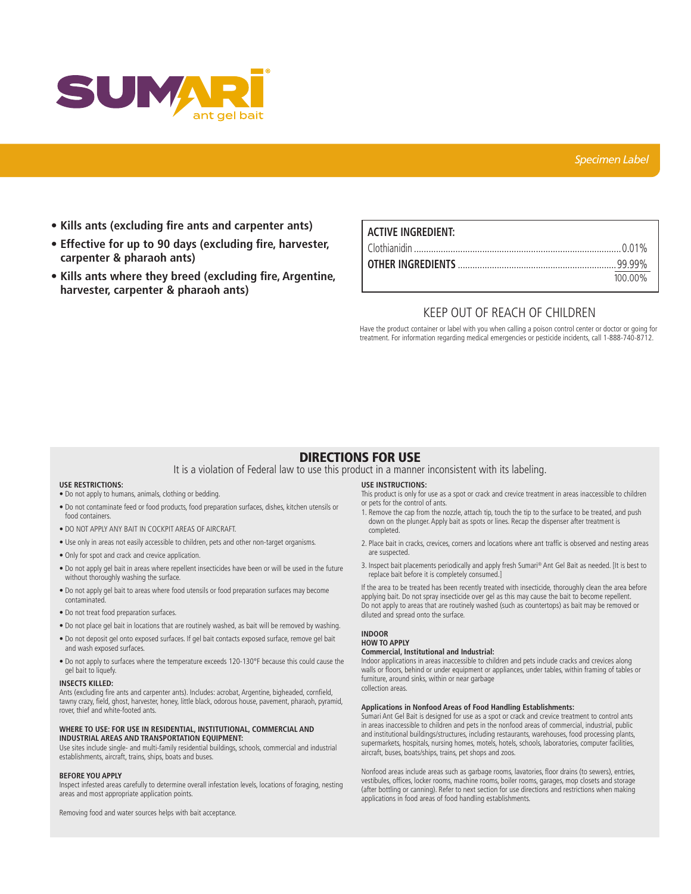# SUMARI®

ant gel bait

*Specimen Label*

- **Kills ants (excluding fire ants and carpenter ants)**
- **Effective for up to 90 days (excluding fire, harvester, carpenter & pharaoh ants)**
- **Kills ants where they breed (excluding fire, Argentine, harvester, carpenter & pharaoh ants)**

| **ACTIVE INGREDIENT:** | |
|---|---|
| Clothianidin | 0.01% |
| **OTHER INGREDIENTS** | 99.99% |
| | 100.00% |

KEEP OUT OF REACH OF CHILDREN

Have the product container or label with you when calling a poison control center or doctor or going for treatment. For information regarding medical emergencies or pesticide incidents, call 1-888-740-8712.

## DIRECTIONS FOR USE

It is a violation of Federal law to use this product in a manner inconsistent with its labeling.

**USE RESTRICTIONS:**

- Do not apply to humans, animals, clothing or bedding.
- Do not contaminate feed or food products, food preparation surfaces, dishes, kitchen utensils or food containers.
- DO NOT APPLY ANY BAIT IN COCKPIT AREAS OF AIRCRAFT.
- Use only in areas not easily accessible to children, pets and other non-target organisms.
- Only for spot and crack and crevice application.
- Do not apply gel bait in areas where repellent insecticides have been or will be used in the future without thoroughly washing the surface.
- Do not apply gel bait to areas where food utensils or food preparation surfaces may become contaminated.
- Do not treat food preparation surfaces.
- Do not place gel bait in locations that are routinely washed, as bait will be removed by washing.
- Do not deposit gel onto exposed surfaces. If gel bait contacts exposed surface, remove gel bait and wash exposed surfaces.
- Do not apply to surfaces where the temperature exceeds 120-130°F because this could cause the gel bait to liquefy.

**INSECTS KILLED:**

Ants (excluding fire ants and carpenter ants). Includes: acrobat, Argentine, bigheaded, cornfield, tawny crazy, field, ghost, harvester, honey, little black, odorous house, pavement, pharaoh, pyramid, rover, thief and white-footed ants.

**WHERE TO USE: FOR USE IN RESIDENTIAL, INSTITUTIONAL, COMMERCIAL AND INDUSTRIAL AREAS AND TRANSPORTATION EQUIPMENT:**

Use sites include single- and multi-family residential buildings, schools, commercial and industrial establishments, aircraft, trains, ships, boats and buses.

**BEFORE YOU APPLY**

Inspect infested areas carefully to determine overall infestation levels, locations of foraging, nesting areas and most appropriate application points.

Removing food and water sources helps with bait acceptance.

**USE INSTRUCTIONS:**

This product is only for use as a spot or crack and crevice treatment in areas inaccessible to children or pets for the control of ants.

1. Remove the cap from the nozzle, attach tip, touch the tip to the surface to be treated, and push down on the plunger. Apply bait as spots or lines. Recap the dispenser after treatment is completed.
2. Place bait in cracks, crevices, corners and locations where ant traffic is observed and nesting areas are suspected.
3. Inspect bait placements periodically and apply fresh Sumari® Ant Gel Bait as needed. [It is best to replace bait before it is completely consumed.]

If the area to be treated has been recently treated with insecticide, thoroughly clean the area before applying bait. Do not spray insecticide over gel as this may cause the bait to become repellent. Do not apply to areas that are routinely washed (such as countertops) as bait may be removed or diluted and spread onto the surface.

**INDOOR**

**HOW TO APPLY**

**Commercial, Institutional and Industrial:**

Indoor applications in areas inaccessible to children and pets include cracks and crevices along walls or floors, behind or under equipment or appliances, under tables, within framing of tables or furniture, around sinks, within or near garbage collection areas.

**Applications in Nonfood Areas of Food Handling Establishments:**

Sumari Ant Gel Bait is designed for use as a spot or crack and crevice treatment to control ants in areas inaccessible to children and pets in the nonfood areas of commercial, industrial, public and institutional buildings/structures, including restaurants, warehouses, food processing plants, supermarkets, hospitals, nursing homes, motels, hotels, schools, laboratories, computer facilities, aircraft, buses, boats/ships, trains, pet shops and zoos.

Nonfood areas include areas such as garbage rooms, lavatories, floor drains (to sewers), entries, vestibules, offices, locker rooms, machine rooms, boiler rooms, garages, mop closets and storage (after bottling or canning). Refer to next section for use directions and restrictions when making applications in food areas of food handling establishments.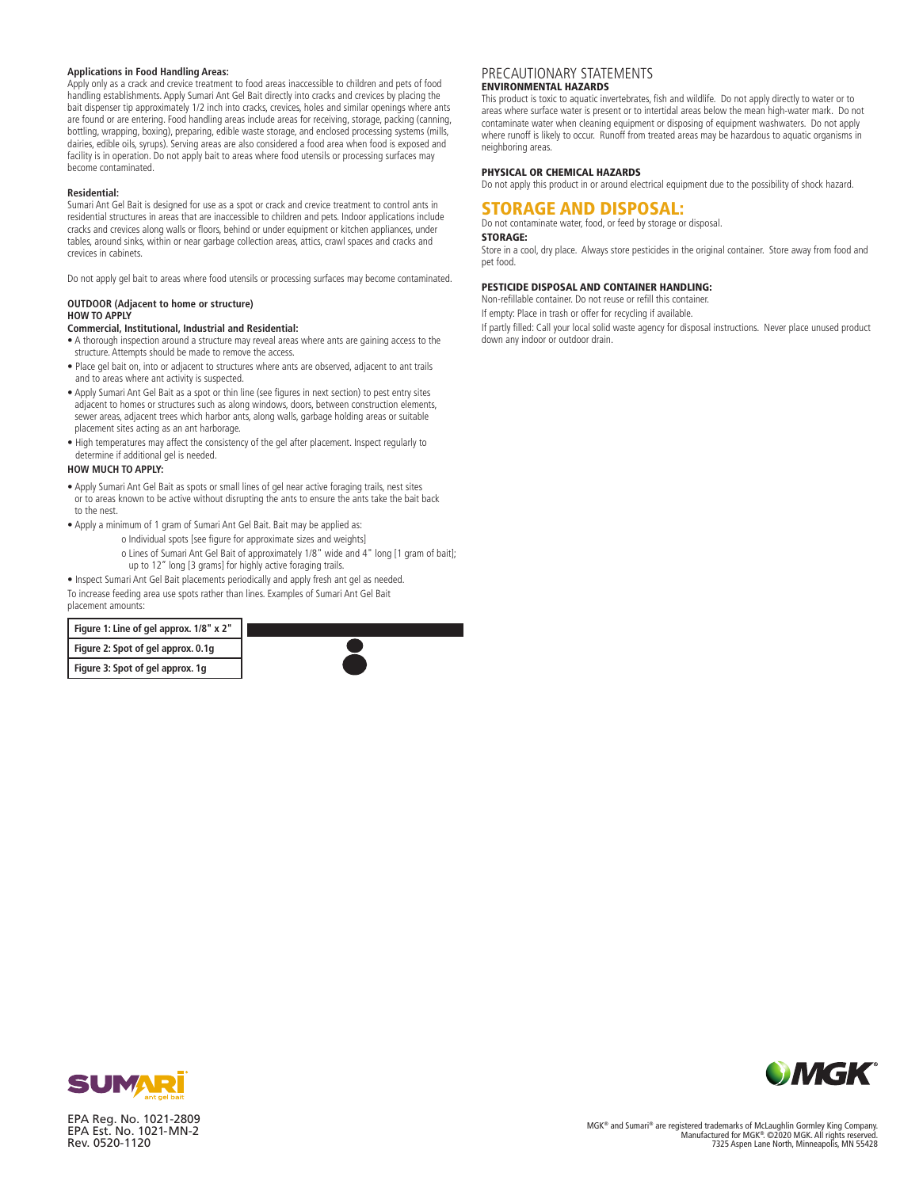**Applications in Food Handling Areas:**
Apply only as a crack and crevice treatment to food areas inaccessible to children and pets of food handling establishments. Apply Sumari Ant Gel Bait directly into cracks and crevices by placing the bait dispenser tip approximately 1/2 inch into cracks, crevices, holes and similar openings where ants are found or are entering. Food handling areas include areas for receiving, storage, packing (canning, bottling, wrapping, boxing), preparing, edible waste storage, and enclosed processing systems (mills, dairies, edible oils, syrups). Serving areas are also considered a food area when food is exposed and facility is in operation. Do not apply bait to areas where food utensils or processing surfaces may become contaminated.

**Residential:**
Sumari Ant Gel Bait is designed for use as a spot or crack and crevice treatment to control ants in residential structures in areas that are inaccessible to children and pets. Indoor applications include cracks and crevices along walls or floors, behind or under equipment or kitchen appliances, under tables, around sinks, within or near garbage collection areas, attics, crawl spaces and cracks and crevices in cabinets.

Do not apply gel bait to areas where food utensils or processing surfaces may become contaminated.

**OUTDOOR (Adjacent to home or structure)**
**HOW TO APPLY**
**Commercial, Institutional, Industrial and Residential:**

- A thorough inspection around a structure may reveal areas where ants are gaining access to the structure. Attempts should be made to remove the access.
- Place gel bait on, into or adjacent to structures where ants are observed, adjacent to ant trails and to areas where ant activity is suspected.
- Apply Sumari Ant Gel Bait as a spot or thin line (see figures in next section) to pest entry sites adjacent to homes or structures such as along windows, doors, between construction elements, sewer areas, adjacent trees which harbor ants, along walls, garbage holding areas or suitable placement sites acting as an ant harborage.
- High temperatures may affect the consistency of the gel after placement. Inspect regularly to determine if additional gel is needed.

**HOW MUCH TO APPLY:**

- Apply Sumari Ant Gel Bait as spots or small lines of gel near active foraging trails, nest sites or to areas known to be active without disrupting the ants to ensure the ants take the bait back to the nest.
- Apply a minimum of 1 gram of Sumari Ant Gel Bait. Bait may be applied as:
  - o Individual spots [see figure for approximate sizes and weights]
  - o Lines of Sumari Ant Gel Bait of approximately 1/8" wide and 4" long [1 gram of bait]; up to 12" long [3 grams] for highly active foraging trails.
- Inspect Sumari Ant Gel Bait placements periodically and apply fresh ant gel as needed.

To increase feeding area use spots rather than lines. Examples of Sumari Ant Gel Bait placement amounts:

**Figure 1: Line of gel approx. 1/8" x 2"**

**Figure 2: Spot of gel approx. 0.1g**

**Figure 3: Spot of gel approx. 1g**

## PRECAUTIONARY STATEMENTS

**ENVIRONMENTAL HAZARDS**

This product is toxic to aquatic invertebrates, fish and wildlife. Do not apply directly to water or to areas where surface water is present or to intertidal areas below the mean high-water mark. Do not contaminate water when cleaning equipment or disposing of equipment washwaters. Do not apply where runoff is likely to occur. Runoff from treated areas may be hazardous to aquatic organisms in neighboring areas.

**PHYSICAL OR CHEMICAL HAZARDS**

Do not apply this product in or around electrical equipment due to the possibility of shock hazard.

## STORAGE AND DISPOSAL:

Do not contaminate water, food, or feed by storage or disposal.

**STORAGE:**
Store in a cool, dry place. Always store pesticides in the original container. Store away from food and pet food.

**PESTICIDE DISPOSAL AND CONTAINER HANDLING:**
Non-refillable container. Do not reuse or refill this container.

If empty: Place in trash or offer for recycling if available.

If partly filled: Call your local solid waste agency for disposal instructions. Never place unused product down any indoor or outdoor drain.

SUMARI® ant gel bait

EPA Reg. No. 1021-2809
EPA Est. No. 1021-MN-2
Rev. 0520-1120

MGK®

MGK® and Sumari® are registered trademarks of McLaughlin Gormley King Company.
Manufactured for MGK®. ©2020 MGK. All rights reserved.
7325 Aspen Lane North, Minneapolis, MN 55428